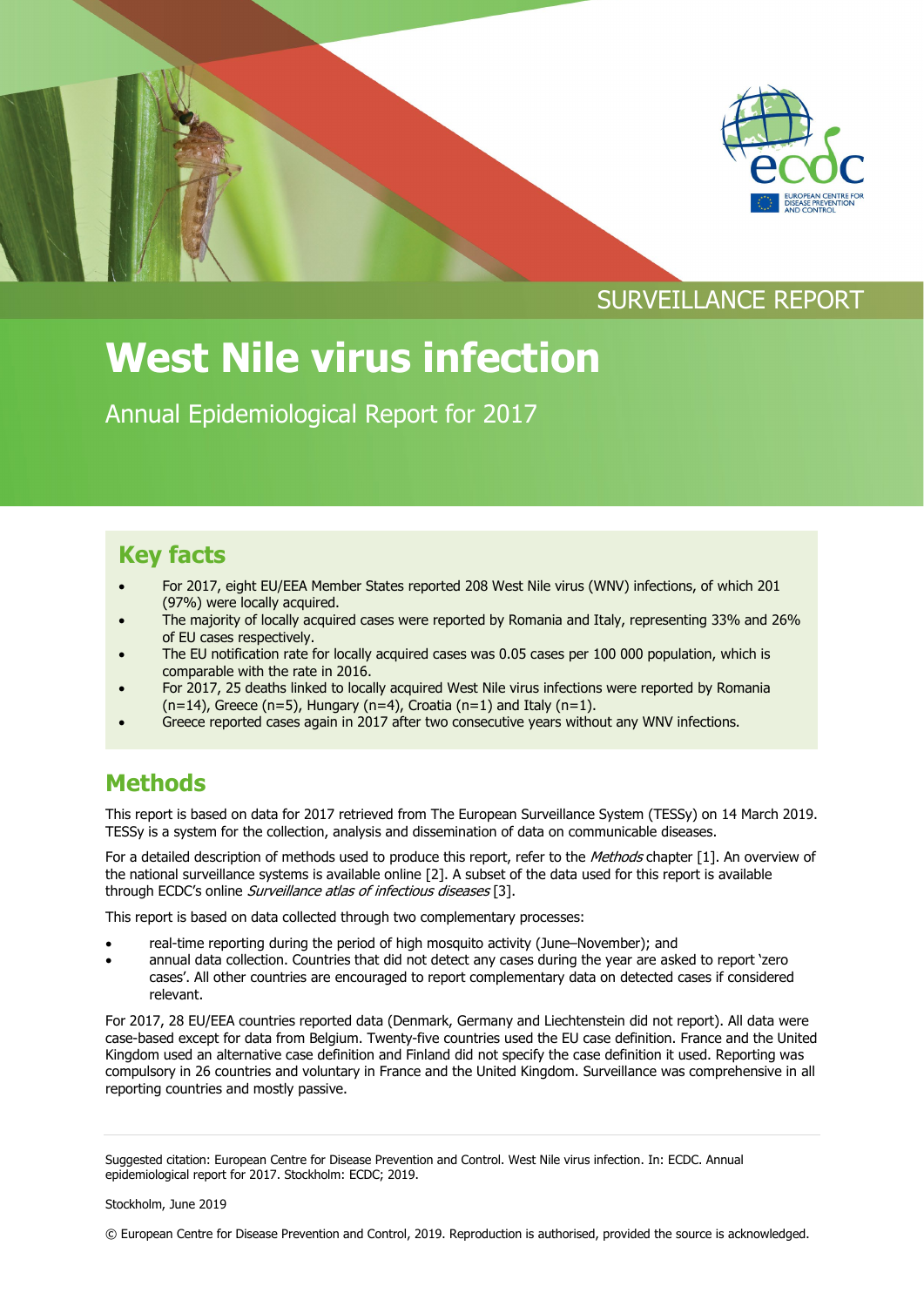SURVEILLANCE REPORT

# West Nile virus infection

Annual Epidemiological Report for 2017

## Key facts

- For 2017, eight EU/EEA Member States reported 208 West Nile virus (WNV) infections, of which 201 (97%) were locally acquired.
- The majority of locally acquired cases were reported by Romania and Italy, representing 33% and 26% of EU cases respectively.
- The EU notification rate for locally acquired cases was 0.05 cases per 100 000 population, which is comparable with the rate in 2016.
- For 2017, 25 deaths linked to locally acquired West Nile virus infections were reported by Romania (n=14), Greece (n=5), Hungary (n=4), Croatia (n=1) and Italy (n=1).
- Greece reported cases again in 2017 after two consecutive years without any WNV infections.

## Methods

This report is based on data for 2017 retrieved from The European Surveillance System (TESSy) on 14 March 2019. TESSy is a system for the collection, analysis and dissemination of data on communicable diseases.

For a detailed description of methods used to produce this report, refer to the *Methods* chapter [1]. An overview of the national surveillance systems is available online [2]. A subset of the data used for this report is available through ECDC's online *Surveillance atlas of infectious diseases* [3].

This report is based on data collected through two complementary processes:

- real-time reporting during the period of high mosquito activity (June–November); and
- annual data collection. Countries that did not detect any cases during the year are asked to report 'zero cases'. All other countries are encouraged to report complementary data on detected cases if considered relevant.

For 2017, 28 EU/EEA countries reported data (Denmark, Germany and Liechtenstein did not report). All data were case-based except for data from Belgium. Twenty-five countries used the EU case definition. France and the United Kingdom used an alternative case definition and Finland did not specify the case definition it used. Reporting was compulsory in 26 countries and voluntary in France and the United Kingdom. Surveillance was comprehensive in all reporting countries and mostly passive.

Suggested citation: European Centre for Disease Prevention and Control. West Nile virus infection. In: ECDC. Annual epidemiological report for 2017. Stockholm: ECDC; 2019.

Stockholm, June 2019

© European Centre for Disease Prevention and Control, 2019. Reproduction is authorised, provided the source is acknowledged.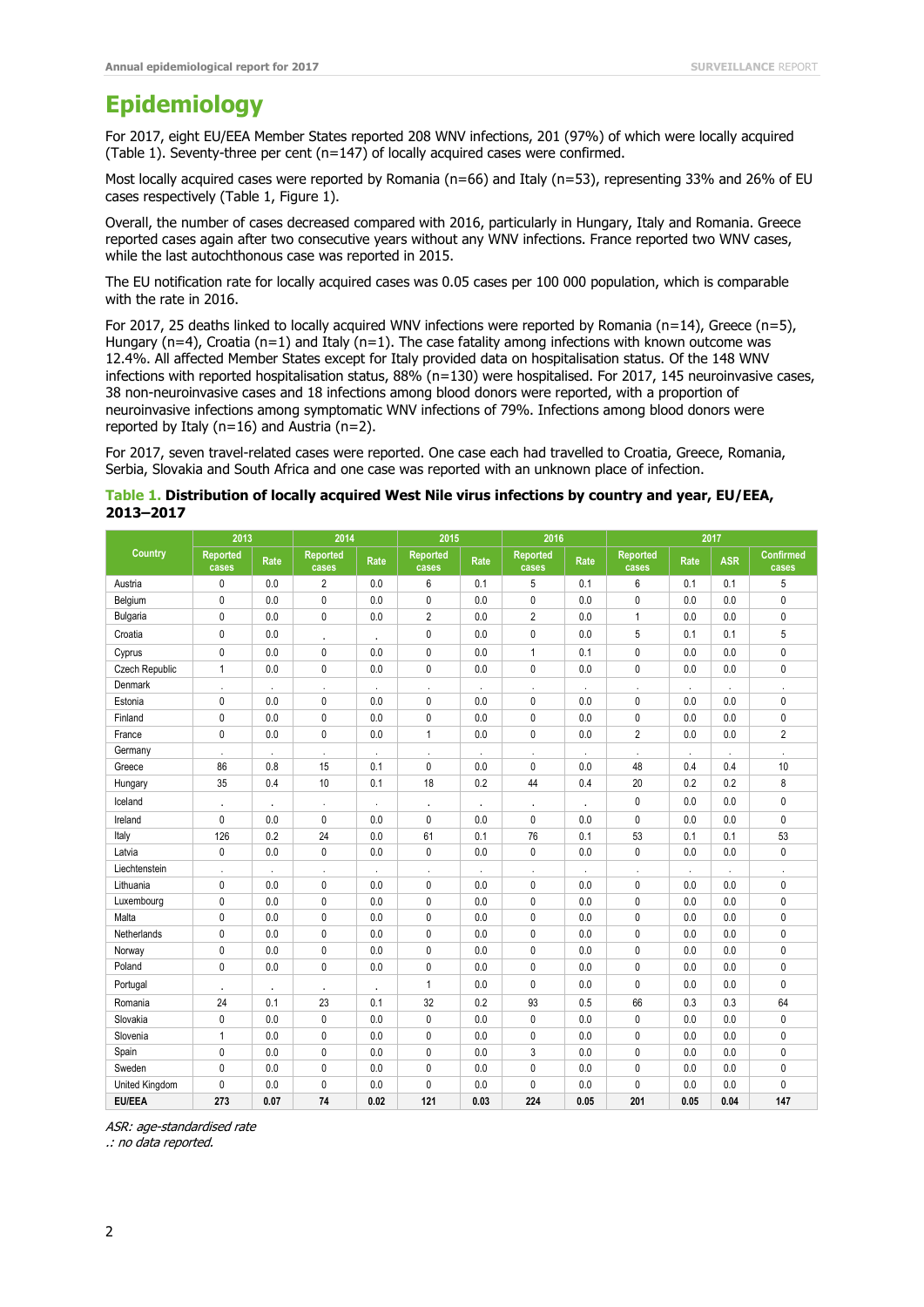# Epidemiology

For 2017, eight EU/EEA Member States reported 208 WNV infections, 201 (97%) of which were locally acquired (Table 1). Seventy-three per cent (n=147) of locally acquired cases were confirmed.

Most locally acquired cases were reported by Romania (n=66) and Italy (n=53), representing 33% and 26% of EU cases respectively (Table 1, Figure 1).

Overall, the number of cases decreased compared with 2016, particularly in Hungary, Italy and Romania. Greece reported cases again after two consecutive years without any WNV infections. France reported two WNV cases, while the last autochthonous case was reported in 2015.

The EU notification rate for locally acquired cases was 0.05 cases per 100 000 population, which is comparable with the rate in 2016.

For 2017, 25 deaths linked to locally acquired WNV infections were reported by Romania (n=14), Greece (n=5), Hungary (n=4), Croatia (n=1) and Italy (n=1). The case fatality among infections with known outcome was 12.4%. All affected Member States except for Italy provided data on hospitalisation status. Of the 148 WNV infections with reported hospitalisation status, 88% (n=130) were hospitalised. For 2017, 145 neuroinvasive cases, 38 non-neuroinvasive cases and 18 infections among blood donors were reported, with a proportion of neuroinvasive infections among symptomatic WNV infections of 79%. Infections among blood donors were reported by Italy (n=16) and Austria (n=2).

For 2017, seven travel-related cases were reported. One case each had travelled to Croatia, Greece, Romania, Serbia, Slovakia and South Africa and one case was reported with an unknown place of infection.

**Table 1. Distribution of locally acquired West Nile virus infections by country and year, EU/EEA, 2013–2017**

| Country | 2013 | | 2014 | | 2015 | | 2016 | | 2017 | | | |
|---|---|---|---|---|---|---|---|---|---|---|---|---|
| | Reported cases | Rate | Reported cases | Rate | Reported cases | Rate | Reported cases | Rate | Reported cases | Rate | ASR | Confirmed cases |
| Austria | 0 | 0.0 | 2 | 0.0 | 6 | 0.1 | 5 | 0.1 | 6 | 0.1 | 0.1 | 5 |
| Belgium | 0 | 0.0 | 0 | 0.0 | 0 | 0.0 | 0 | 0.0 | 0 | 0.0 | 0.0 | 0 |
| Bulgaria | 0 | 0.0 | 0 | 0.0 | 2 | 0.0 | 2 | 0.0 | 1 | 0.0 | 0.0 | 0 |
| Croatia | 0 | 0.0 | . | . | 0 | 0.0 | 0 | 0.0 | 5 | 0.1 | 0.1 | 5 |
| Cyprus | 0 | 0.0 | 0 | 0.0 | 0 | 0.0 | 1 | 0.1 | 0 | 0.0 | 0.0 | 0 |
| Czech Republic | 1 | 0.0 | 0 | 0.0 | 0 | 0.0 | 0 | 0.0 | 0 | 0.0 | 0.0 | 0 |
| Denmark | . | . | . | . | . | . | . | . | . | . | . | . |
| Estonia | 0 | 0.0 | 0 | 0.0 | 0 | 0.0 | 0 | 0.0 | 0 | 0.0 | 0.0 | 0 |
| Finland | 0 | 0.0 | 0 | 0.0 | 0 | 0.0 | 0 | 0.0 | 0 | 0.0 | 0.0 | 0 |
| France | 0 | 0.0 | 0 | 0.0 | 1 | 0.0 | 0 | 0.0 | 2 | 0.0 | 0.0 | 2 |
| Germany | . | . | . | . | . | . | . | . | . | . | . | . |
| Greece | 86 | 0.8 | 15 | 0.1 | 0 | 0.0 | 0 | 0.0 | 48 | 0.4 | 0.4 | 10 |
| Hungary | 35 | 0.4 | 10 | 0.1 | 18 | 0.2 | 44 | 0.4 | 20 | 0.2 | 0.2 | 8 |
| Iceland | . | . | . | . | . | . | . | . | 0 | 0.0 | 0.0 | 0 |
| Ireland | 0 | 0.0 | 0 | 0.0 | 0 | 0.0 | 0 | 0.0 | 0 | 0.0 | 0.0 | 0 |
| Italy | 126 | 0.2 | 24 | 0.0 | 61 | 0.1 | 76 | 0.1 | 53 | 0.1 | 0.1 | 53 |
| Latvia | 0 | 0.0 | 0 | 0.0 | 0 | 0.0 | 0 | 0.0 | 0 | 0.0 | 0.0 | 0 |
| Liechtenstein | . | . | . | . | . | . | . | . | . | . | . | . |
| Lithuania | 0 | 0.0 | 0 | 0.0 | 0 | 0.0 | 0 | 0.0 | 0 | 0.0 | 0.0 | 0 |
| Luxembourg | 0 | 0.0 | 0 | 0.0 | 0 | 0.0 | 0 | 0.0 | 0 | 0.0 | 0.0 | 0 |
| Malta | 0 | 0.0 | 0 | 0.0 | 0 | 0.0 | 0 | 0.0 | 0 | 0.0 | 0.0 | 0 |
| Netherlands | 0 | 0.0 | 0 | 0.0 | 0 | 0.0 | 0 | 0.0 | 0 | 0.0 | 0.0 | 0 |
| Norway | 0 | 0.0 | 0 | 0.0 | 0 | 0.0 | 0 | 0.0 | 0 | 0.0 | 0.0 | 0 |
| Poland | 0 | 0.0 | 0 | 0.0 | 0 | 0.0 | 0 | 0.0 | 0 | 0.0 | 0.0 | 0 |
| Portugal | . | . | . | . | 1 | 0.0 | 0 | 0.0 | 0 | 0.0 | 0.0 | 0 |
| Romania | 24 | 0.1 | 23 | 0.1 | 32 | 0.2 | 93 | 0.5 | 66 | 0.3 | 0.3 | 64 |
| Slovakia | 0 | 0.0 | 0 | 0.0 | 0 | 0.0 | 0 | 0.0 | 0 | 0.0 | 0.0 | 0 |
| Slovenia | 1 | 0.0 | 0 | 0.0 | 0 | 0.0 | 0 | 0.0 | 0 | 0.0 | 0.0 | 0 |
| Spain | 0 | 0.0 | 0 | 0.0 | 0 | 0.0 | 3 | 0.0 | 0 | 0.0 | 0.0 | 0 |
| Sweden | 0 | 0.0 | 0 | 0.0 | 0 | 0.0 | 0 | 0.0 | 0 | 0.0 | 0.0 | 0 |
| United Kingdom | 0 | 0.0 | 0 | 0.0 | 0 | 0.0 | 0 | 0.0 | 0 | 0.0 | 0.0 | 0 |
| **EU/EEA** | **273** | **0.07** | **74** | **0.02** | **121** | **0.03** | **224** | **0.05** | **201** | **0.05** | **0.04** | **147** |

*ASR: age-standardised rate*

*.: no data reported.*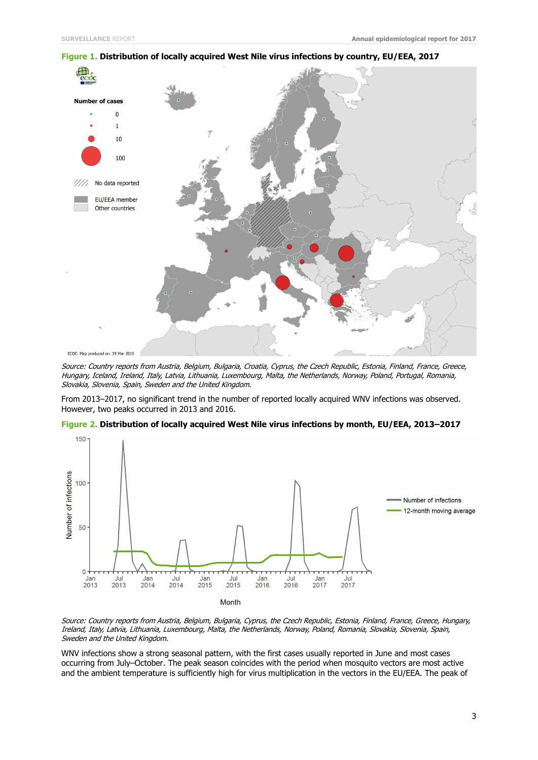**Figure 1. Distribution of locally acquired West Nile virus infections by country, EU/EEA, 2017**

*Source: Country reports from Austria, Belgium, Bulgaria, Croatia, Cyprus, the Czech Republic, Estonia, Finland, France, Greece, Hungary, Iceland, Ireland, Italy, Latvia, Lithuania, Luxembourg, Malta, the Netherlands, Norway, Poland, Portugal, Romania, Slovakia, Slovenia, Spain, Sweden and the United Kingdom.*

From 2013–2017, no significant trend in the number of reported locally acquired WNV infections was observed. However, two peaks occurred in 2013 and 2016.

**Figure 2. Distribution of locally acquired West Nile virus infections by month, EU/EEA, 2013–2017**

*Source: Country reports from Austria, Belgium, Bulgaria, Cyprus, the Czech Republic, Estonia, Finland, France, Greece, Hungary, Ireland, Italy, Latvia, Lithuania, Luxembourg, Malta, the Netherlands, Norway, Poland, Romania, Slovakia, Slovenia, Spain, Sweden and the United Kingdom.*

WNV infections show a strong seasonal pattern, with the first cases usually reported in June and most cases occurring from July–October. The peak season coincides with the period when mosquito vectors are most active and the ambient temperature is sufficiently high for virus multiplication in the vectors in the EU/EEA. The peak of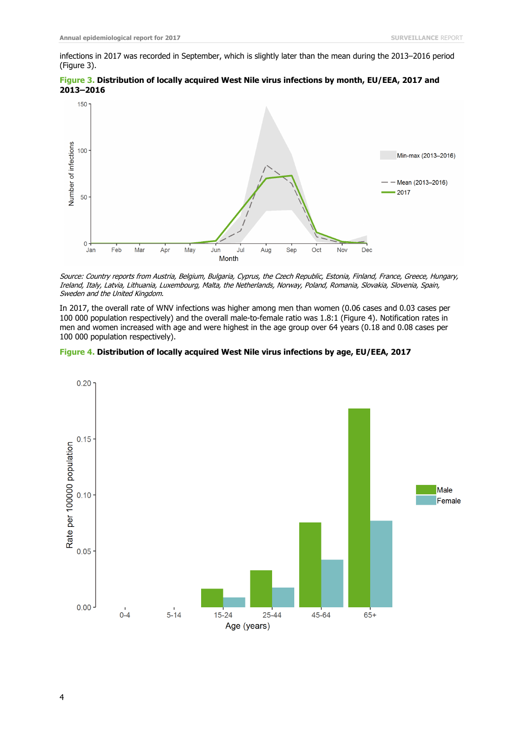infections in 2017 was recorded in September, which is slightly later than the mean during the 2013–2016 period (Figure 3).

**Figure 3. Distribution of locally acquired West Nile virus infections by month, EU/EEA, 2017 and 2013–2016**

*Source: Country reports from Austria, Belgium, Bulgaria, Cyprus, the Czech Republic, Estonia, Finland, France, Greece, Hungary, Ireland, Italy, Latvia, Lithuania, Luxembourg, Malta, the Netherlands, Norway, Poland, Romania, Slovakia, Slovenia, Spain, Sweden and the United Kingdom.*

In 2017, the overall rate of WNV infections was higher among men than women (0.06 cases and 0.03 cases per 100 000 population respectively) and the overall male-to-female ratio was 1.8:1 (Figure 4). Notification rates in men and women increased with age and were highest in the age group over 64 years (0.18 and 0.08 cases per 100 000 population respectively).

**Figure 4. Distribution of locally acquired West Nile virus infections by age, EU/EEA, 2017**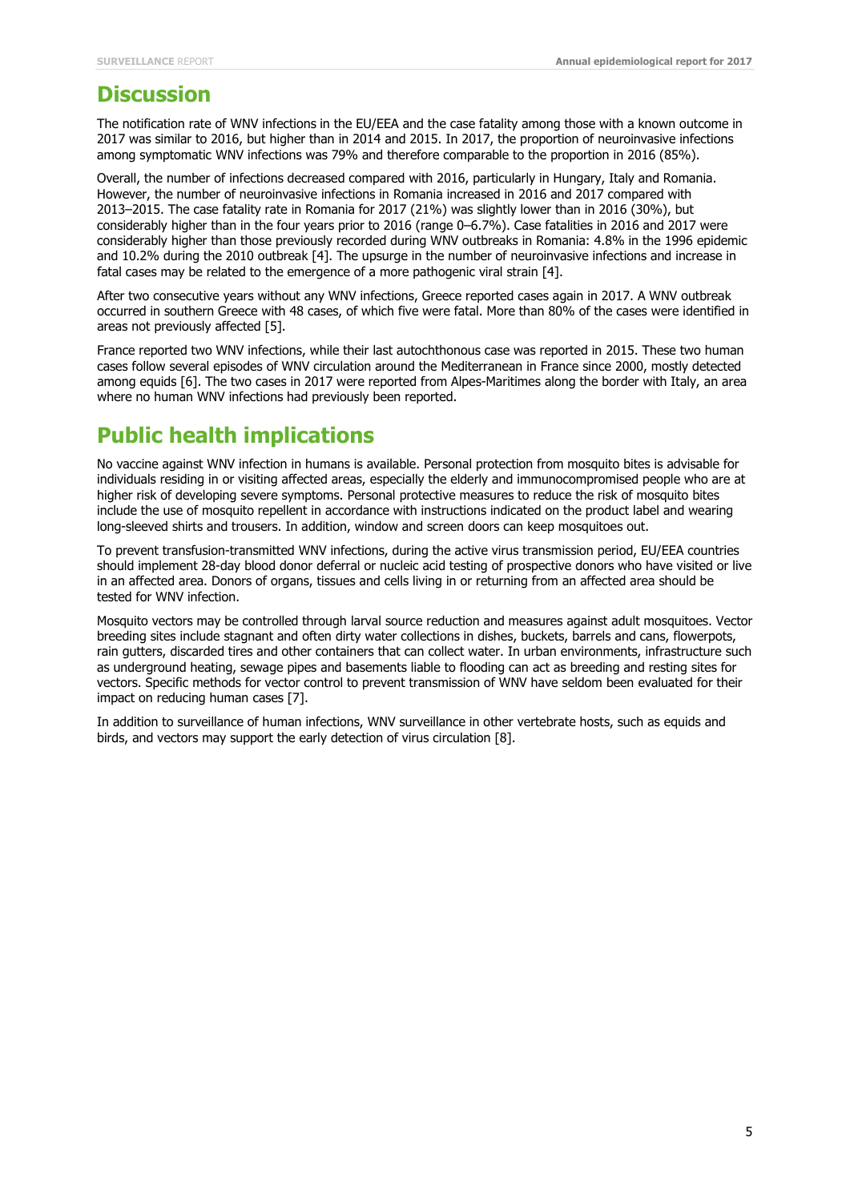## Discussion

The notification rate of WNV infections in the EU/EEA and the case fatality among those with a known outcome in 2017 was similar to 2016, but higher than in 2014 and 2015. In 2017, the proportion of neuroinvasive infections among symptomatic WNV infections was 79% and therefore comparable to the proportion in 2016 (85%).

Overall, the number of infections decreased compared with 2016, particularly in Hungary, Italy and Romania. However, the number of neuroinvasive infections in Romania increased in 2016 and 2017 compared with 2013–2015. The case fatality rate in Romania for 2017 (21%) was slightly lower than in 2016 (30%), but considerably higher than in the four years prior to 2016 (range 0–6.7%). Case fatalities in 2016 and 2017 were considerably higher than those previously recorded during WNV outbreaks in Romania: 4.8% in the 1996 epidemic and 10.2% during the 2010 outbreak [4]. The upsurge in the number of neuroinvasive infections and increase in fatal cases may be related to the emergence of a more pathogenic viral strain [4].

After two consecutive years without any WNV infections, Greece reported cases again in 2017. A WNV outbreak occurred in southern Greece with 48 cases, of which five were fatal. More than 80% of the cases were identified in areas not previously affected [5].

France reported two WNV infections, while their last autochthonous case was reported in 2015. These two human cases follow several episodes of WNV circulation around the Mediterranean in France since 2000, mostly detected among equids [6]. The two cases in 2017 were reported from Alpes-Maritimes along the border with Italy, an area where no human WNV infections had previously been reported.

## Public health implications

No vaccine against WNV infection in humans is available. Personal protection from mosquito bites is advisable for individuals residing in or visiting affected areas, especially the elderly and immunocompromised people who are at higher risk of developing severe symptoms. Personal protective measures to reduce the risk of mosquito bites include the use of mosquito repellent in accordance with instructions indicated on the product label and wearing long-sleeved shirts and trousers. In addition, window and screen doors can keep mosquitoes out.

To prevent transfusion-transmitted WNV infections, during the active virus transmission period, EU/EEA countries should implement 28-day blood donor deferral or nucleic acid testing of prospective donors who have visited or live in an affected area. Donors of organs, tissues and cells living in or returning from an affected area should be tested for WNV infection.

Mosquito vectors may be controlled through larval source reduction and measures against adult mosquitoes. Vector breeding sites include stagnant and often dirty water collections in dishes, buckets, barrels and cans, flowerpots, rain gutters, discarded tires and other containers that can collect water. In urban environments, infrastructure such as underground heating, sewage pipes and basements liable to flooding can act as breeding and resting sites for vectors. Specific methods for vector control to prevent transmission of WNV have seldom been evaluated for their impact on reducing human cases [7].

In addition to surveillance of human infections, WNV surveillance in other vertebrate hosts, such as equids and birds, and vectors may support the early detection of virus circulation [8].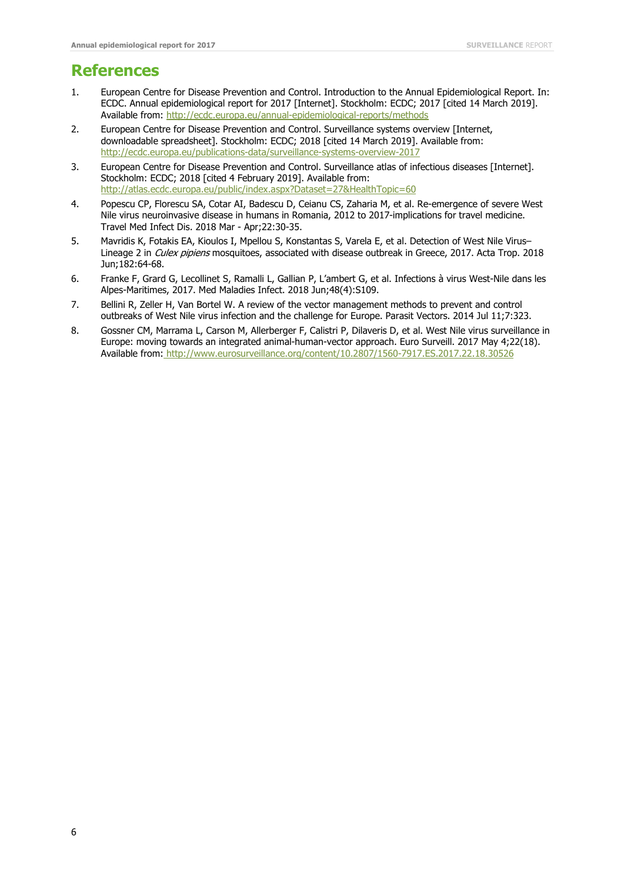# References

1. European Centre for Disease Prevention and Control. Introduction to the Annual Epidemiological Report. In: ECDC. Annual epidemiological report for 2017 [Internet]. Stockholm: ECDC; 2017 [cited 14 March 2019]. Available from: http://ecdc.europa.eu/annual-epidemiological-reports/methods
2. European Centre for Disease Prevention and Control. Surveillance systems overview [Internet, downloadable spreadsheet]. Stockholm: ECDC; 2018 [cited 14 March 2019]. Available from: http://ecdc.europa.eu/publications-data/surveillance-systems-overview-2017
3. European Centre for Disease Prevention and Control. Surveillance atlas of infectious diseases [Internet]. Stockholm: ECDC; 2018 [cited 4 February 2019]. Available from: http://atlas.ecdc.europa.eu/public/index.aspx?Dataset=27&HealthTopic=60
4. Popescu CP, Florescu SA, Cotar AI, Badescu D, Ceianu CS, Zaharia M, et al. Re-emergence of severe West Nile virus neuroinvasive disease in humans in Romania, 2012 to 2017-implications for travel medicine. Travel Med Infect Dis. 2018 Mar - Apr;22:30-35.
5. Mavridis K, Fotakis EA, Kioulos I, Mpellou S, Konstantas S, Varela E, et al. Detection of West Nile Virus–Lineage 2 in *Culex pipiens* mosquitoes, associated with disease outbreak in Greece, 2017. Acta Trop. 2018 Jun;182:64-68.
6. Franke F, Grard G, Lecollinet S, Ramalli L, Gallian P, L'ambert G, et al. Infections à virus West-Nile dans les Alpes-Maritimes, 2017. Med Maladies Infect. 2018 Jun;48(4):S109.
7. Bellini R, Zeller H, Van Bortel W. A review of the vector management methods to prevent and control outbreaks of West Nile virus infection and the challenge for Europe. Parasit Vectors. 2014 Jul 11;7:323.
8. Gossner CM, Marrama L, Carson M, Allerberger F, Calistri P, Dilaveris D, et al. West Nile virus surveillance in Europe: moving towards an integrated animal-human-vector approach. Euro Surveill. 2017 May 4;22(18). Available from: http://www.eurosurveillance.org/content/10.2807/1560-7917.ES.2017.22.18.30526